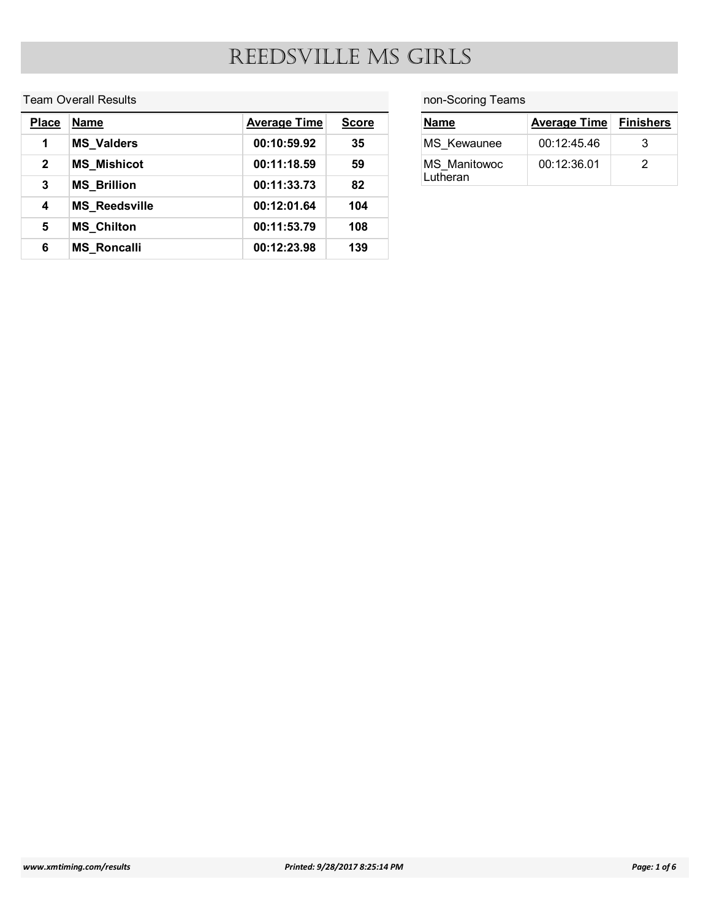# REEDSVILLE MS GIRLS

## Team Overall Results

| Place | Name | Average Time | Score |
|---|---|---|---|
| **1** | **MS_Valders** | **00:10:59.92** | **35** |
| **2** | **MS_Mishicot** | **00:11:18.59** | **59** |
| **3** | **MS_Brillion** | **00:11:33.73** | **82** |
| **4** | **MS_Reedsville** | **00:12:01.64** | **104** |
| **5** | **MS_Chilton** | **00:11:53.79** | **108** |
| **6** | **MS_Roncalli** | **00:12:23.98** | **139** |

## non-Scoring Teams

| Name | Average Time | Finishers |
|---|---|---|
| MS_Kewaunee | 00:12:45.46 | 3 |
| MS_Manitowoc Lutheran | 00:12:36.01 | 2 |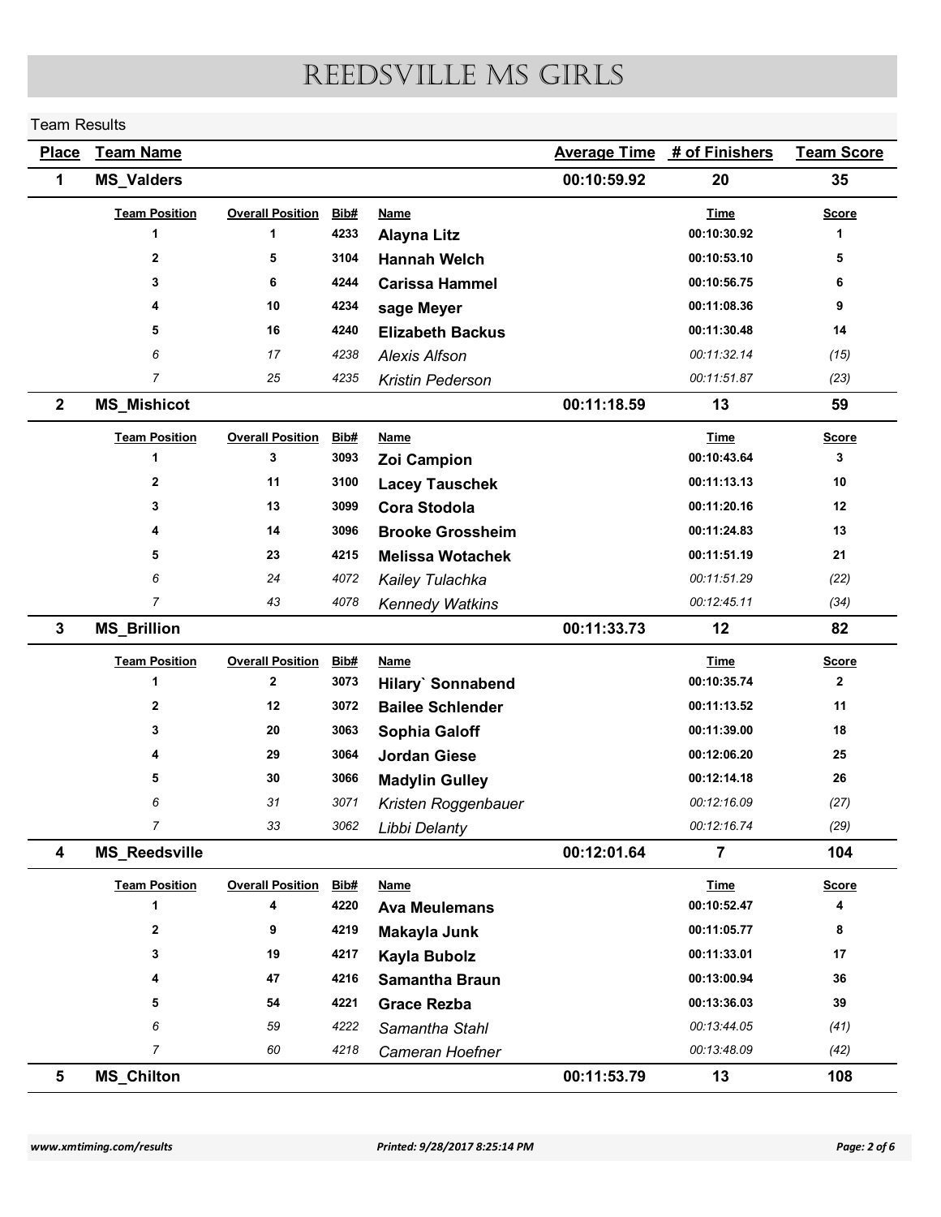# REEDSVILLE MS GIRLS

Team Results

| Place | Team Name | Average Time | # of Finishers | Team Score |
|---|---|---|---|---|
| 1 | MS_Valders | 00:10:59.92 | 20 | 35 |

| Team Position | Overall Position | Bib# | Name | Time | Score |
|---|---|---|---|---|---|
| 1 | 1 | 4233 | Alayna Litz | 00:10:30.92 | 1 |
| 2 | 5 | 3104 | Hannah Welch | 00:10:53.10 | 5 |
| 3 | 6 | 4244 | Carissa Hammel | 00:10:56.75 | 6 |
| 4 | 10 | 4234 | sage Meyer | 00:11:08.36 | 9 |
| 5 | 16 | 4240 | Elizabeth Backus | 00:11:30.48 | 14 |
| *6* | *17* | *4238* | *Alexis Alfson* | *00:11:32.14* | *(15)* |
| *7* | *25* | *4235* | *Kristin Pederson* | *00:11:51.87* | *(23)* |

| Place | Team Name | Average Time | # of Finishers | Team Score |
|---|---|---|---|---|
| 2 | MS_Mishicot | 00:11:18.59 | 13 | 59 |

| Team Position | Overall Position | Bib# | Name | Time | Score |
|---|---|---|---|---|---|
| 1 | 3 | 3093 | Zoi Campion | 00:10:43.64 | 3 |
| 2 | 11 | 3100 | Lacey Tauschek | 00:11:13.13 | 10 |
| 3 | 13 | 3099 | Cora Stodola | 00:11:20.16 | 12 |
| 4 | 14 | 3096 | Brooke Grossheim | 00:11:24.83 | 13 |
| 5 | 23 | 4215 | Melissa Wotachek | 00:11:51.19 | 21 |
| *6* | *24* | *4072* | *Kailey Tulachka* | *00:11:51.29* | *(22)* |
| *7* | *43* | *4078* | *Kennedy Watkins* | *00:12:45.11* | *(34)* |

| Place | Team Name | Average Time | # of Finishers | Team Score |
|---|---|---|---|---|
| 3 | MS_Brillion | 00:11:33.73 | 12 | 82 |

| Team Position | Overall Position | Bib# | Name | Time | Score |
|---|---|---|---|---|---|
| 1 | 2 | 3073 | Hilary` Sonnabend | 00:10:35.74 | 2 |
| 2 | 12 | 3072 | Bailee Schlender | 00:11:13.52 | 11 |
| 3 | 20 | 3063 | Sophia Galoff | 00:11:39.00 | 18 |
| 4 | 29 | 3064 | Jordan Giese | 00:12:06.20 | 25 |
| 5 | 30 | 3066 | Madylin Gulley | 00:12:14.18 | 26 |
| *6* | *31* | *3071* | *Kristen Roggenbauer* | *00:12:16.09* | *(27)* |
| *7* | *33* | *3062* | *Libbi Delanty* | *00:12:16.74* | *(29)* |

| Place | Team Name | Average Time | # of Finishers | Team Score |
|---|---|---|---|---|
| 4 | MS_Reedsville | 00:12:01.64 | 7 | 104 |

| Team Position | Overall Position | Bib# | Name | Time | Score |
|---|---|---|---|---|---|
| 1 | 4 | 4220 | Ava Meulemans | 00:10:52.47 | 4 |
| 2 | 9 | 4219 | Makayla Junk | 00:11:05.77 | 8 |
| 3 | 19 | 4217 | Kayla Bubolz | 00:11:33.01 | 17 |
| 4 | 47 | 4216 | Samantha Braun | 00:13:00.94 | 36 |
| 5 | 54 | 4221 | Grace Rezba | 00:13:36.03 | 39 |
| *6* | *59* | *4222* | *Samantha Stahl* | *00:13:44.05* | *(41)* |
| *7* | *60* | *4218* | *Cameran Hoefner* | *00:13:48.09* | *(42)* |

| Place | Team Name | Average Time | # of Finishers | Team Score |
|---|---|---|---|---|
| 5 | MS_Chilton | 00:11:53.79 | 13 | 108 |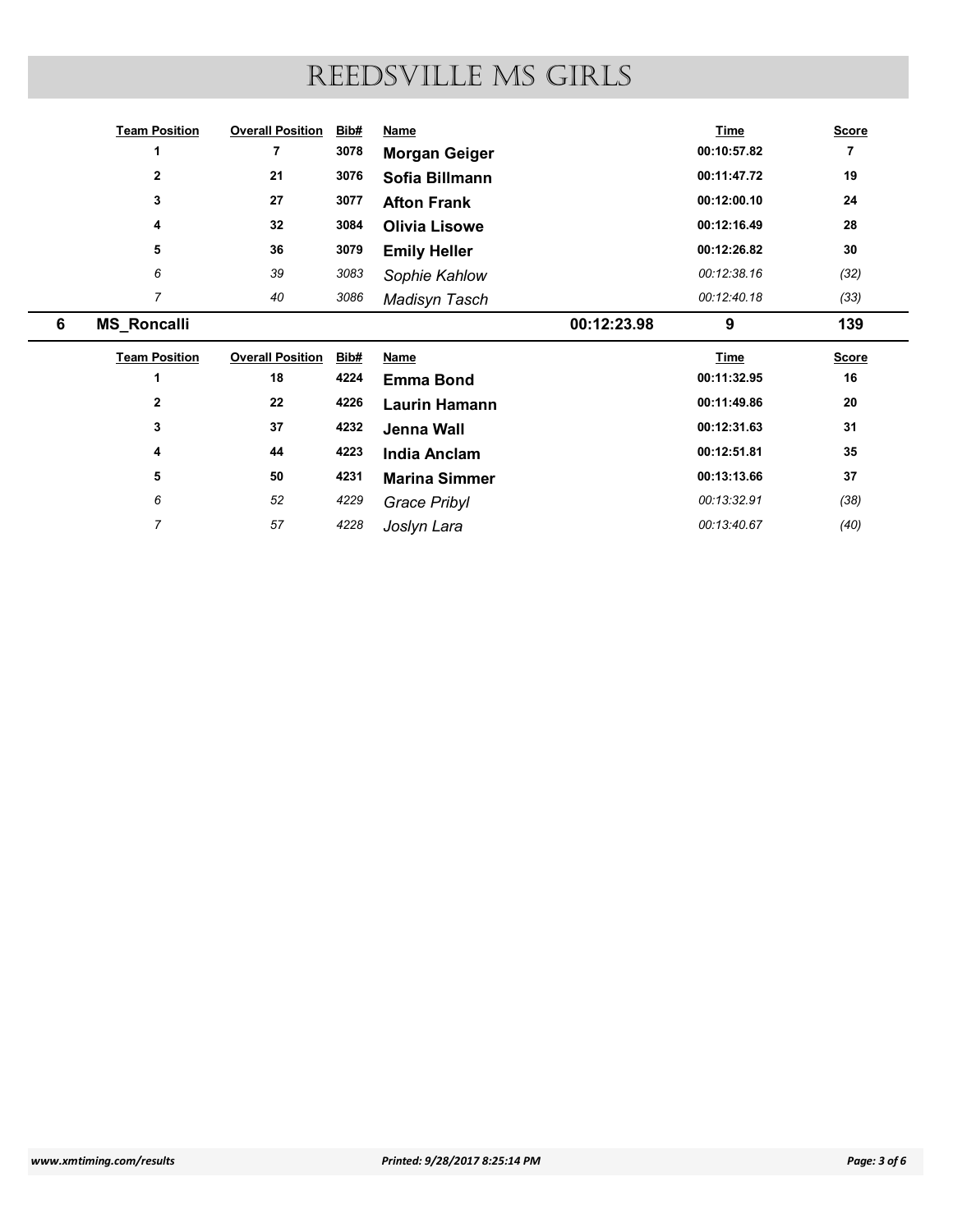# REEDSVILLE MS GIRLS

| Team Position | Overall Position | Bib# | Name | Time | Score |
|---|---|---|---|---|---|
| 1 | 7 | 3078 | **Morgan Geiger** | 00:10:57.82 | 7 |
| 2 | 21 | 3076 | **Sofia Billmann** | 00:11:47.72 | 19 |
| 3 | 27 | 3077 | **Afton Frank** | 00:12:00.10 | 24 |
| 4 | 32 | 3084 | **Olivia Lisowe** | 00:12:16.49 | 28 |
| 5 | 36 | 3079 | **Emily Heller** | 00:12:26.82 | 30 |
| *6* | *39* | *3083* | *Sophie Kahlow* | *00:12:38.16* | *(32)* |
| *7* | *40* | *3086* | *Madisyn Tasch* | *00:12:40.18* | *(33)* |

## 6 MS_Roncalli — 00:12:23.98 — 9 — 139

| Team Position | Overall Position | Bib# | Name | Time | Score |
|---|---|---|---|---|---|
| 1 | 18 | 4224 | **Emma Bond** | 00:11:32.95 | 16 |
| 2 | 22 | 4226 | **Laurin Hamann** | 00:11:49.86 | 20 |
| 3 | 37 | 4232 | **Jenna Wall** | 00:12:31.63 | 31 |
| 4 | 44 | 4223 | **India Anclam** | 00:12:51.81 | 35 |
| 5 | 50 | 4231 | **Marina Simmer** | 00:13:13.66 | 37 |
| *6* | *52* | *4229* | *Grace Pribyl* | *00:13:32.91* | *(38)* |
| *7* | *57* | *4228* | *Joslyn Lara* | *00:13:40.67* | *(40)* |

www.xmtiming.com/results — Printed: 9/28/2017 8:25:14 PM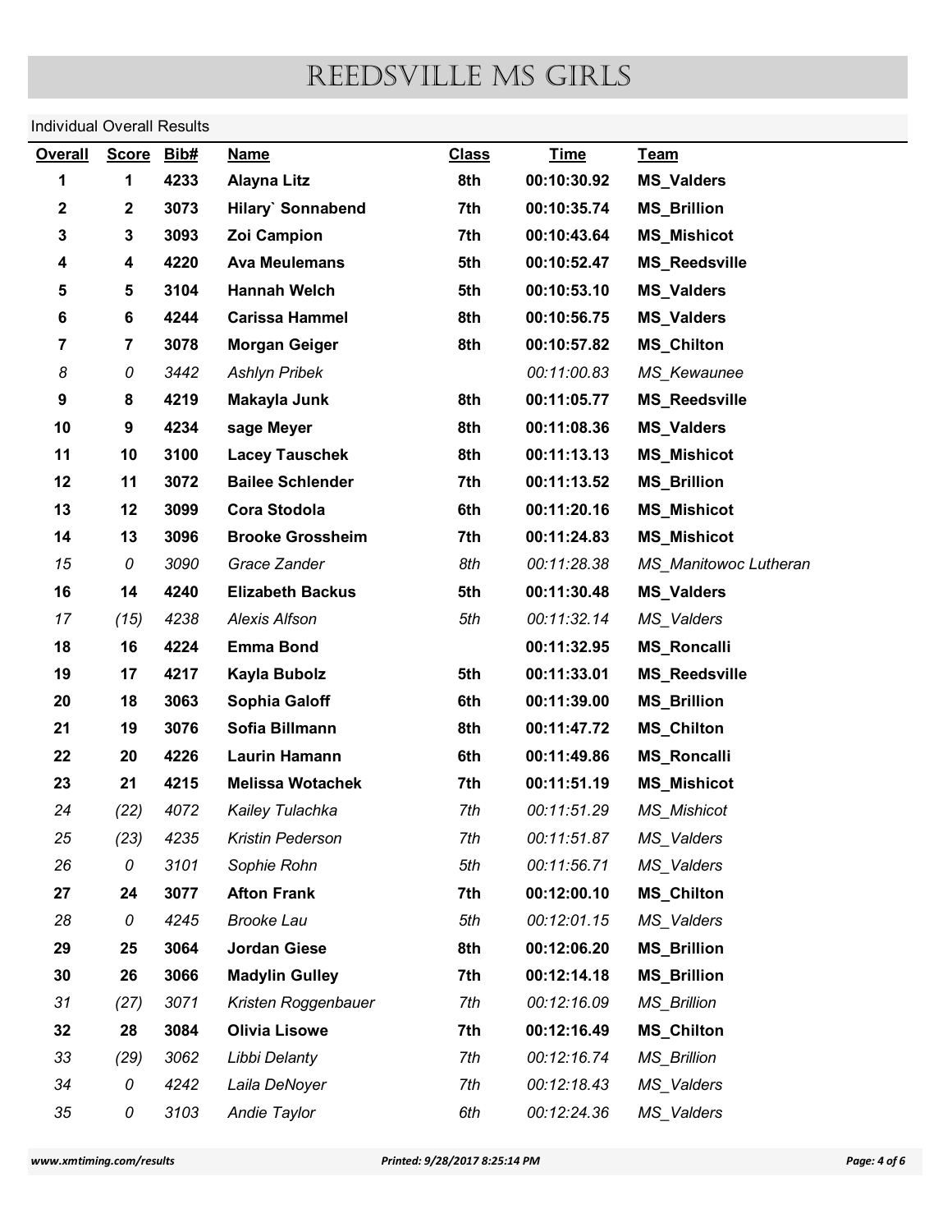# REEDSVILLE MS GIRLS

Individual Overall Results

| Overall | Score | Bib# | Name | Class | Time | Team |
|---|---|---|---|---|---|---|
| **1** | **1** | **4233** | **Alayna Litz** | **8th** | **00:10:30.92** | **MS_Valders** |
| **2** | **2** | **3073** | **Hilary` Sonnabend** | **7th** | **00:10:35.74** | **MS_Brillion** |
| **3** | **3** | **3093** | **Zoi Campion** | **7th** | **00:10:43.64** | **MS_Mishicot** |
| **4** | **4** | **4220** | **Ava Meulemans** | **5th** | **00:10:52.47** | **MS_Reedsville** |
| **5** | **5** | **3104** | **Hannah Welch** | **5th** | **00:10:53.10** | **MS_Valders** |
| **6** | **6** | **4244** | **Carissa Hammel** | **8th** | **00:10:56.75** | **MS_Valders** |
| **7** | **7** | **3078** | **Morgan Geiger** | **8th** | **00:10:57.82** | **MS_Chilton** |
| *8* | *0* | *3442* | *Ashlyn Pribek* | | *00:11:00.83* | *MS_Kewaunee* |
| **9** | **8** | **4219** | **Makayla Junk** | **8th** | **00:11:05.77** | **MS_Reedsville** |
| **10** | **9** | **4234** | **sage Meyer** | **8th** | **00:11:08.36** | **MS_Valders** |
| **11** | **10** | **3100** | **Lacey Tauschek** | **8th** | **00:11:13.13** | **MS_Mishicot** |
| **12** | **11** | **3072** | **Bailee Schlender** | **7th** | **00:11:13.52** | **MS_Brillion** |
| **13** | **12** | **3099** | **Cora Stodola** | **6th** | **00:11:20.16** | **MS_Mishicot** |
| **14** | **13** | **3096** | **Brooke Grossheim** | **7th** | **00:11:24.83** | **MS_Mishicot** |
| *15* | *0* | *3090* | *Grace Zander* | *8th* | *00:11:28.38* | *MS_Manitowoc Lutheran* |
| **16** | **14** | **4240** | **Elizabeth Backus** | **5th** | **00:11:30.48** | **MS_Valders** |
| *17* | *(15)* | *4238* | *Alexis Alfson* | *5th* | *00:11:32.14* | *MS_Valders* |
| **18** | **16** | **4224** | **Emma Bond** | | **00:11:32.95** | **MS_Roncalli** |
| **19** | **17** | **4217** | **Kayla Bubolz** | **5th** | **00:11:33.01** | **MS_Reedsville** |
| **20** | **18** | **3063** | **Sophia Galoff** | **6th** | **00:11:39.00** | **MS_Brillion** |
| **21** | **19** | **3076** | **Sofia Billmann** | **8th** | **00:11:47.72** | **MS_Chilton** |
| **22** | **20** | **4226** | **Laurin Hamann** | **6th** | **00:11:49.86** | **MS_Roncalli** |
| **23** | **21** | **4215** | **Melissa Wotachek** | **7th** | **00:11:51.19** | **MS_Mishicot** |
| *24* | *(22)* | *4072* | *Kailey Tulachka* | *7th* | *00:11:51.29* | *MS_Mishicot* |
| *25* | *(23)* | *4235* | *Kristin Pederson* | *7th* | *00:11:51.87* | *MS_Valders* |
| *26* | *0* | *3101* | *Sophie Rohn* | *5th* | *00:11:56.71* | *MS_Valders* |
| **27** | **24** | **3077** | **Afton Frank** | **7th** | **00:12:00.10** | **MS_Chilton** |
| *28* | *0* | *4245* | *Brooke Lau* | *5th* | *00:12:01.15* | *MS_Valders* |
| **29** | **25** | **3064** | **Jordan Giese** | **8th** | **00:12:06.20** | **MS_Brillion** |
| **30** | **26** | **3066** | **Madylin Gulley** | **7th** | **00:12:14.18** | **MS_Brillion** |
| *31* | *(27)* | *3071* | *Kristen Roggenbauer* | *7th* | *00:12:16.09* | *MS_Brillion* |
| **32** | **28** | **3084** | **Olivia Lisowe** | **7th** | **00:12:16.49** | **MS_Chilton** |
| *33* | *(29)* | *3062* | *Libbi Delanty* | *7th* | *00:12:16.74* | *MS_Brillion* |
| *34* | *0* | *4242* | *Laila DeNoyer* | *7th* | *00:12:18.43* | *MS_Valders* |
| *35* | *0* | *3103* | *Andie Taylor* | *6th* | *00:12:24.36* | *MS_Valders* |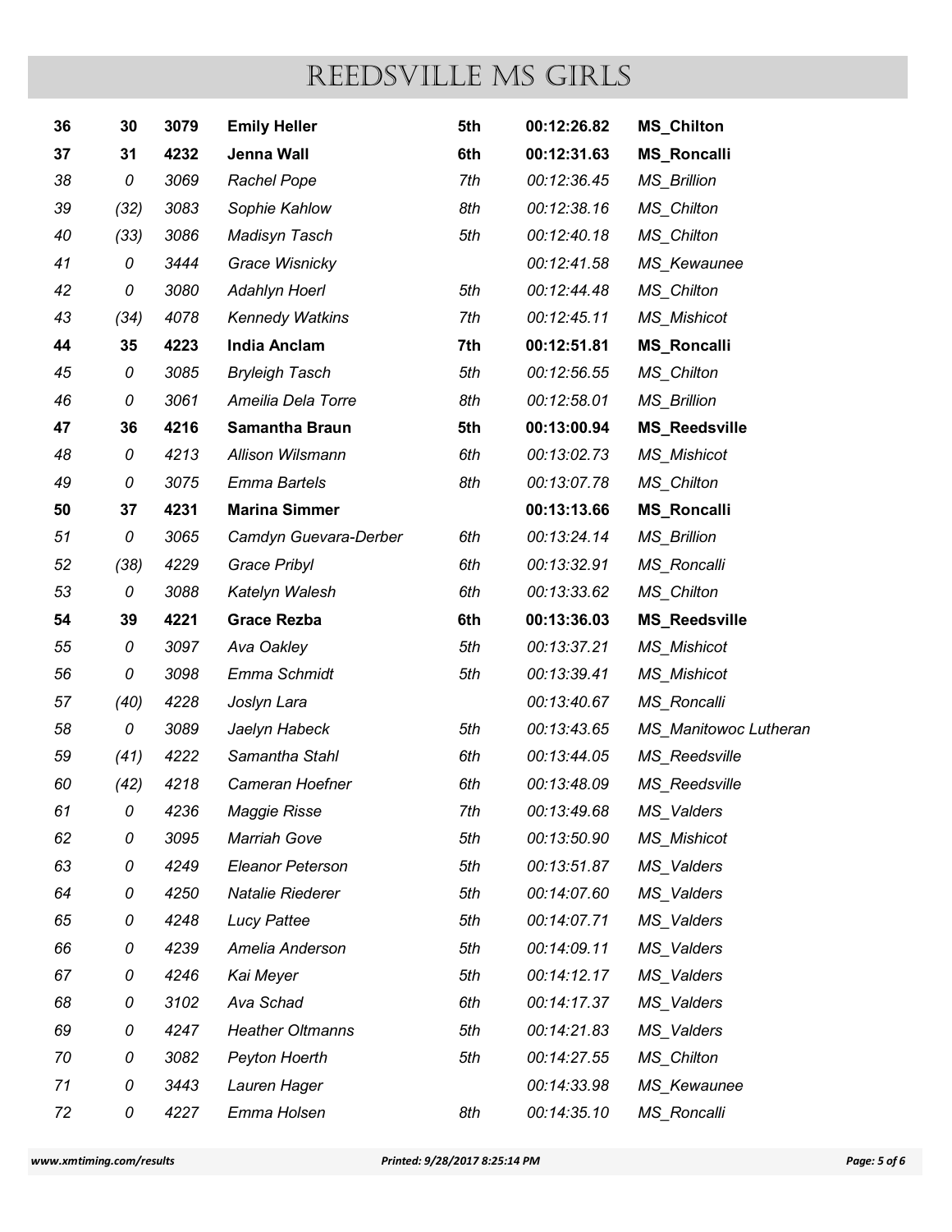# REEDSVILLE MS GIRLS

| | | | | | | |
|---|---|---|---|---|---|---|
| **36** | **30** | **3079** | **Emily Heller** | **5th** | **00:12:26.82** | **MS_Chilton** |
| **37** | **31** | **4232** | **Jenna Wall** | **6th** | **00:12:31.63** | **MS_Roncalli** |
| *38* | *0* | *3069* | *Rachel Pope* | *7th* | *00:12:36.45* | *MS_Brillion* |
| *39* | *(32)* | *3083* | *Sophie Kahlow* | *8th* | *00:12:38.16* | *MS_Chilton* |
| *40* | *(33)* | *3086* | *Madisyn Tasch* | *5th* | *00:12:40.18* | *MS_Chilton* |
| *41* | *0* | *3444* | *Grace Wisnicky* | | *00:12:41.58* | *MS_Kewaunee* |
| *42* | *0* | *3080* | *Adahlyn Hoerl* | *5th* | *00:12:44.48* | *MS_Chilton* |
| *43* | *(34)* | *4078* | *Kennedy Watkins* | *7th* | *00:12:45.11* | *MS_Mishicot* |
| **44** | **35** | **4223** | **India Anclam** | **7th** | **00:12:51.81** | **MS_Roncalli** |
| *45* | *0* | *3085* | *Bryleigh Tasch* | *5th* | *00:12:56.55* | *MS_Chilton* |
| *46* | *0* | *3061* | *Ameilia Dela Torre* | *8th* | *00:12:58.01* | *MS_Brillion* |
| **47** | **36** | **4216** | **Samantha Braun** | **5th** | **00:13:00.94** | **MS_Reedsville** |
| *48* | *0* | *4213* | *Allison Wilsmann* | *6th* | *00:13:02.73* | *MS_Mishicot* |
| *49* | *0* | *3075* | *Emma Bartels* | *8th* | *00:13:07.78* | *MS_Chilton* |
| **50** | **37** | **4231** | **Marina Simmer** | | **00:13:13.66** | **MS_Roncalli** |
| *51* | *0* | *3065* | *Camdyn Guevara-Derber* | *6th* | *00:13:24.14* | *MS_Brillion* |
| *52* | *(38)* | *4229* | *Grace Pribyl* | *6th* | *00:13:32.91* | *MS_Roncalli* |
| *53* | *0* | *3088* | *Katelyn Walesh* | *6th* | *00:13:33.62* | *MS_Chilton* |
| **54** | **39** | **4221** | **Grace Rezba** | **6th** | **00:13:36.03** | **MS_Reedsville** |
| *55* | *0* | *3097* | *Ava Oakley* | *5th* | *00:13:37.21* | *MS_Mishicot* |
| *56* | *0* | *3098* | *Emma Schmidt* | *5th* | *00:13:39.41* | *MS_Mishicot* |
| *57* | *(40)* | *4228* | *Joslyn Lara* | | *00:13:40.67* | *MS_Roncalli* |
| *58* | *0* | *3089* | *Jaelyn Habeck* | *5th* | *00:13:43.65* | *MS_Manitowoc Lutheran* |
| *59* | *(41)* | *4222* | *Samantha Stahl* | *6th* | *00:13:44.05* | *MS_Reedsville* |
| *60* | *(42)* | *4218* | *Cameran Hoefner* | *6th* | *00:13:48.09* | *MS_Reedsville* |
| *61* | *0* | *4236* | *Maggie Risse* | *7th* | *00:13:49.68* | *MS_Valders* |
| *62* | *0* | *3095* | *Marriah Gove* | *5th* | *00:13:50.90* | *MS_Mishicot* |
| *63* | *0* | *4249* | *Eleanor Peterson* | *5th* | *00:13:51.87* | *MS_Valders* |
| *64* | *0* | *4250* | *Natalie Riederer* | *5th* | *00:14:07.60* | *MS_Valders* |
| *65* | *0* | *4248* | *Lucy Pattee* | *5th* | *00:14:07.71* | *MS_Valders* |
| *66* | *0* | *4239* | *Amelia Anderson* | *5th* | *00:14:09.11* | *MS_Valders* |
| *67* | *0* | *4246* | *Kai Meyer* | *5th* | *00:14:12.17* | *MS_Valders* |
| *68* | *0* | *3102* | *Ava Schad* | *6th* | *00:14:17.37* | *MS_Valders* |
| *69* | *0* | *4247* | *Heather Oltmanns* | *5th* | *00:14:21.83* | *MS_Valders* |
| *70* | *0* | *3082* | *Peyton Hoerth* | *5th* | *00:14:27.55* | *MS_Chilton* |
| *71* | *0* | *3443* | *Lauren Hager* | | *00:14:33.98* | *MS_Kewaunee* |
| *72* | *0* | *4227* | *Emma Holsen* | *8th* | *00:14:35.10* | *MS_Roncalli* |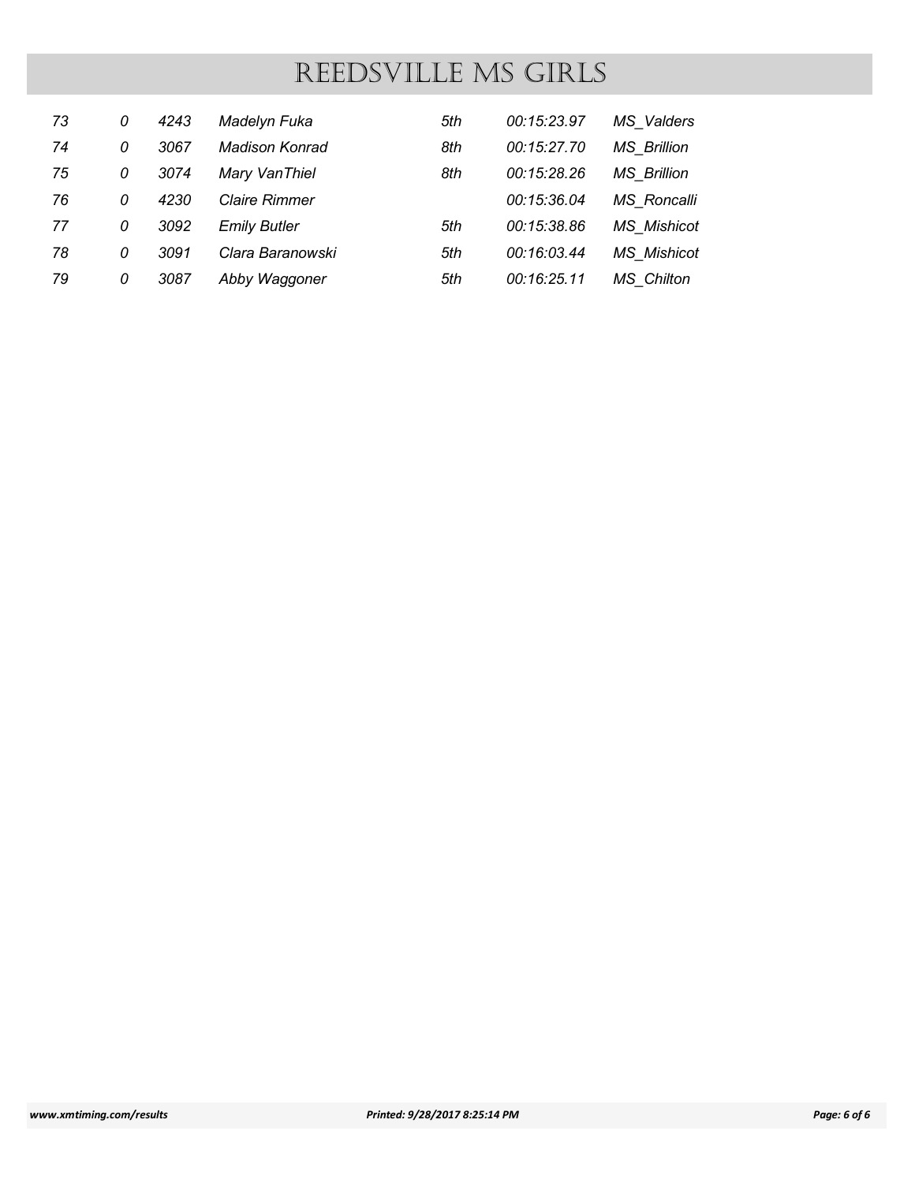# REEDSVILLE MS GIRLS

| | | | | | | |
|---|---|---|---|---|---|---|
| 73 | 0 | 4243 | Madelyn Fuka | 5th | 00:15:23.97 | MS_Valders |
| 74 | 0 | 3067 | Madison Konrad | 8th | 00:15:27.70 | MS_Brillion |
| 75 | 0 | 3074 | Mary VanThiel | 8th | 00:15:28.26 | MS_Brillion |
| 76 | 0 | 4230 | Claire Rimmer | | 00:15:36.04 | MS_Roncalli |
| 77 | 0 | 3092 | Emily Butler | 5th | 00:15:38.86 | MS_Mishicot |
| 78 | 0 | 3091 | Clara Baranowski | 5th | 00:16:03.44 | MS_Mishicot |
| 79 | 0 | 3087 | Abby Waggoner | 5th | 00:16:25.11 | MS_Chilton |

www.xmtiming.com/results

Printed: 9/28/2017 8:25:14 PM